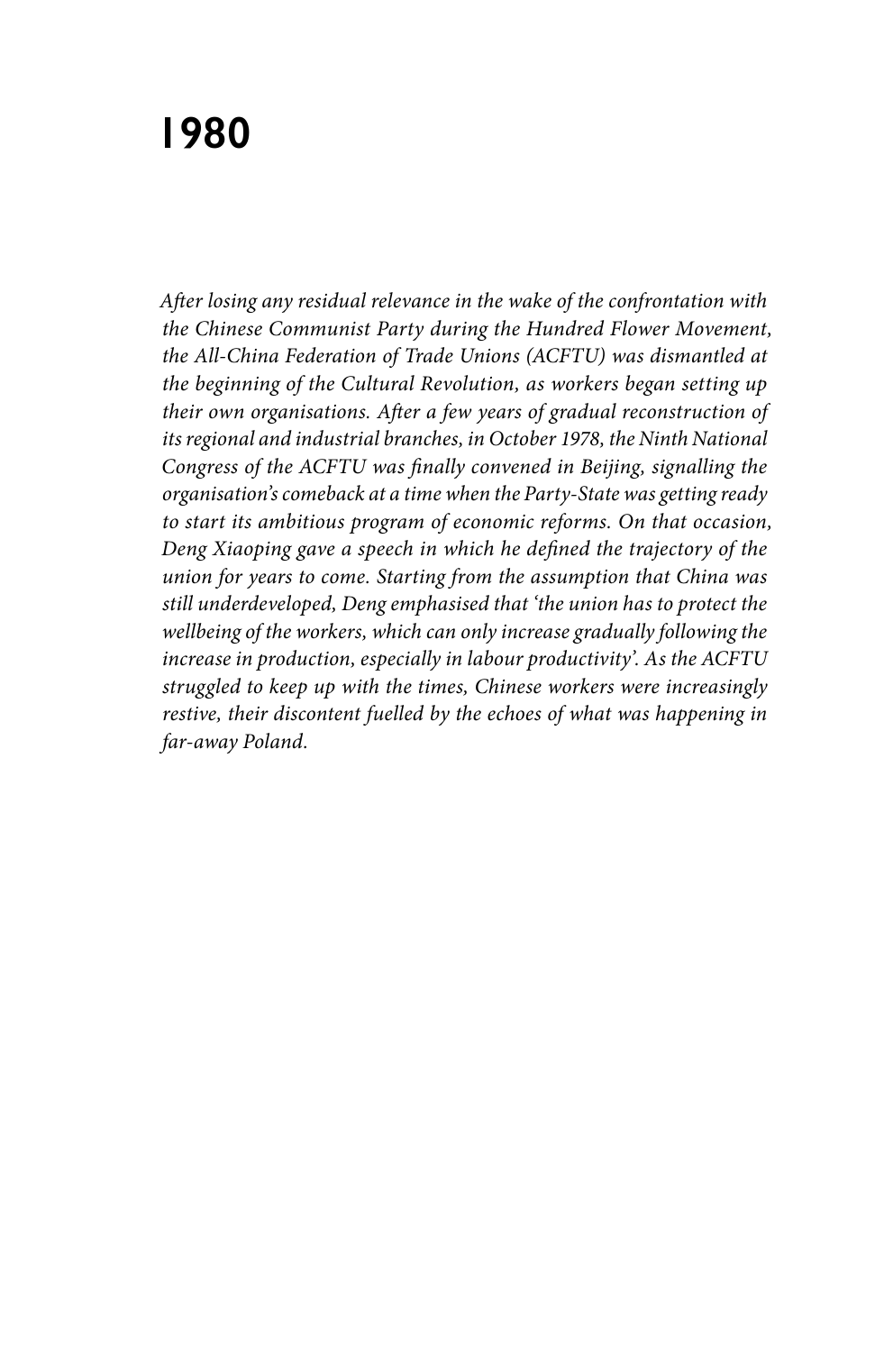# 1980

*After losing any residual relevance in the wake of the confrontation with the Chinese Communist Party during the Hundred Flower Movement, the All-China Federation of Trade Unions (ACFTU) was dismantled at the beginning of the Cultural Revolution, as workers began setting up their own organisations. After a few years of gradual reconstruction of its regional and industrial branches, in October 1978, the Ninth National Congress of the ACFTU was finally convened in Beijing, signalling the organisation's comeback at a time when the Party-State was getting ready to start its ambitious program of economic reforms. On that occasion, Deng Xiaoping gave a speech in which he defined the trajectory of the union for years to come. Starting from the assumption that China was still underdeveloped, Deng emphasised that 'the union has to protect the wellbeing of the workers, which can only increase gradually following the increase in production, especially in labour productivity'. As the ACFTU struggled to keep up with the times, Chinese workers were increasingly restive, their discontent fuelled by the echoes of what was happening in far-away Poland.*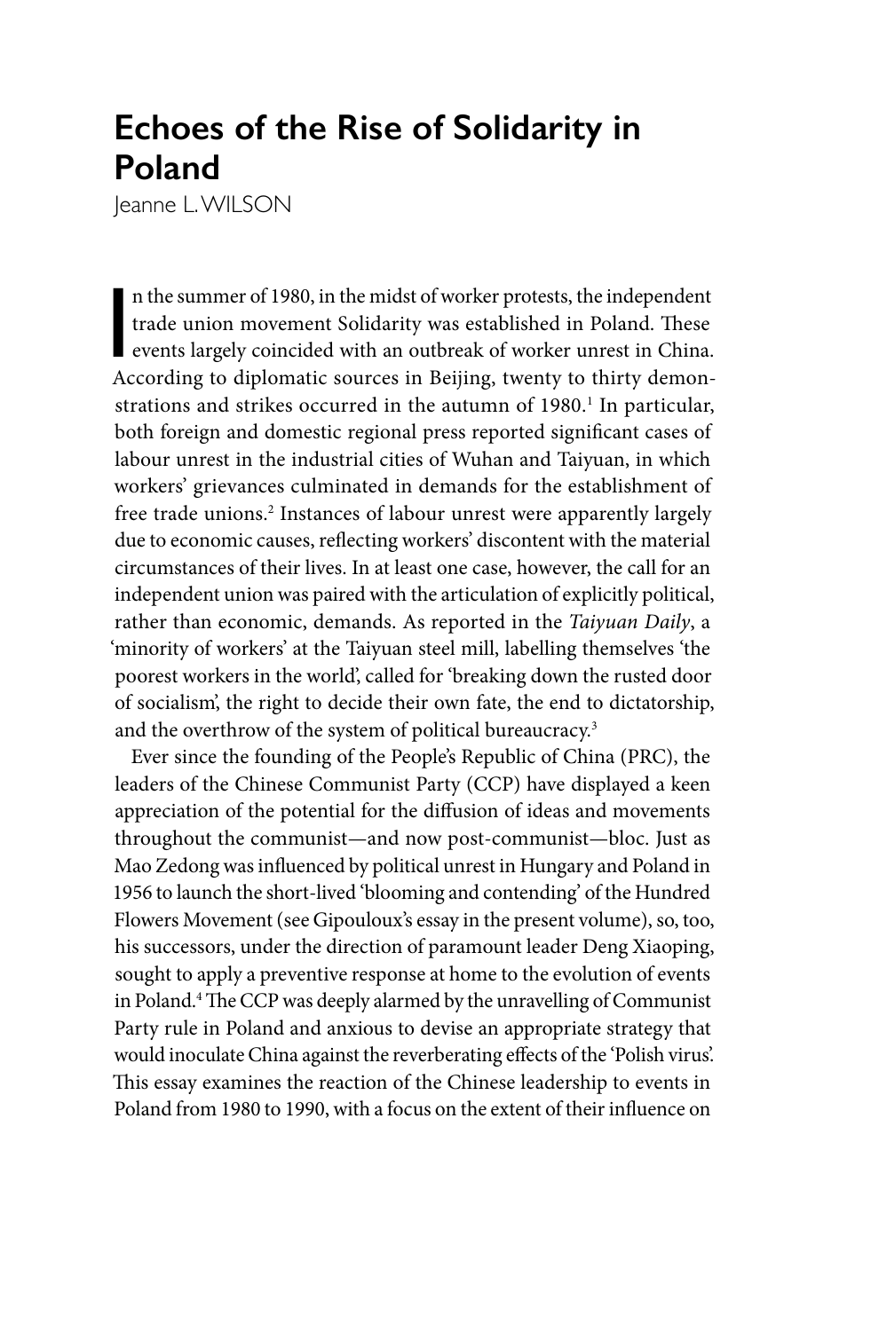# Echoes of the Rise of Solidarity in Poland

Jeanne L. WILSON

In the summer of 1980, in the midst of worker protests, the independent trade union movement Solidarity was established in Poland. These events largely coincided with an outbreak of worker unrest in China. According to diplomatic sources in Beijing, twenty to thirty demonstrations and strikes occurred in the autumn of 1980.[1] In particular, both foreign and domestic regional press reported significant cases of labour unrest in the industrial cities of Wuhan and Taiyuan, in which workers' grievances culminated in demands for the establishment of free trade unions.[2] Instances of labour unrest were apparently largely due to economic causes, reflecting workers' discontent with the material circumstances of their lives. In at least one case, however, the call for an independent union was paired with the articulation of explicitly political, rather than economic, demands. As reported in the *Taiyuan Daily*, a 'minority of workers' at the Taiyuan steel mill, labelling themselves 'the poorest workers in the world', called for 'breaking down the rusted door of socialism', the right to decide their own fate, the end to dictatorship, and the overthrow of the system of political bureaucracy.[3]

Ever since the founding of the People's Republic of China (PRC), the leaders of the Chinese Communist Party (CCP) have displayed a keen appreciation of the potential for the diffusion of ideas and movements throughout the communist—and now post-communist—bloc. Just as Mao Zedong was influenced by political unrest in Hungary and Poland in 1956 to launch the short-lived 'blooming and contending' of the Hundred Flowers Movement (see Gipouloux's essay in the present volume), so, too, his successors, under the direction of paramount leader Deng Xiaoping, sought to apply a preventive response at home to the evolution of events in Poland.[4] The CCP was deeply alarmed by the unravelling of Communist Party rule in Poland and anxious to devise an appropriate strategy that would inoculate China against the reverberating effects of the 'Polish virus'. This essay examines the reaction of the Chinese leadership to events in Poland from 1980 to 1990, with a focus on the extent of their influence on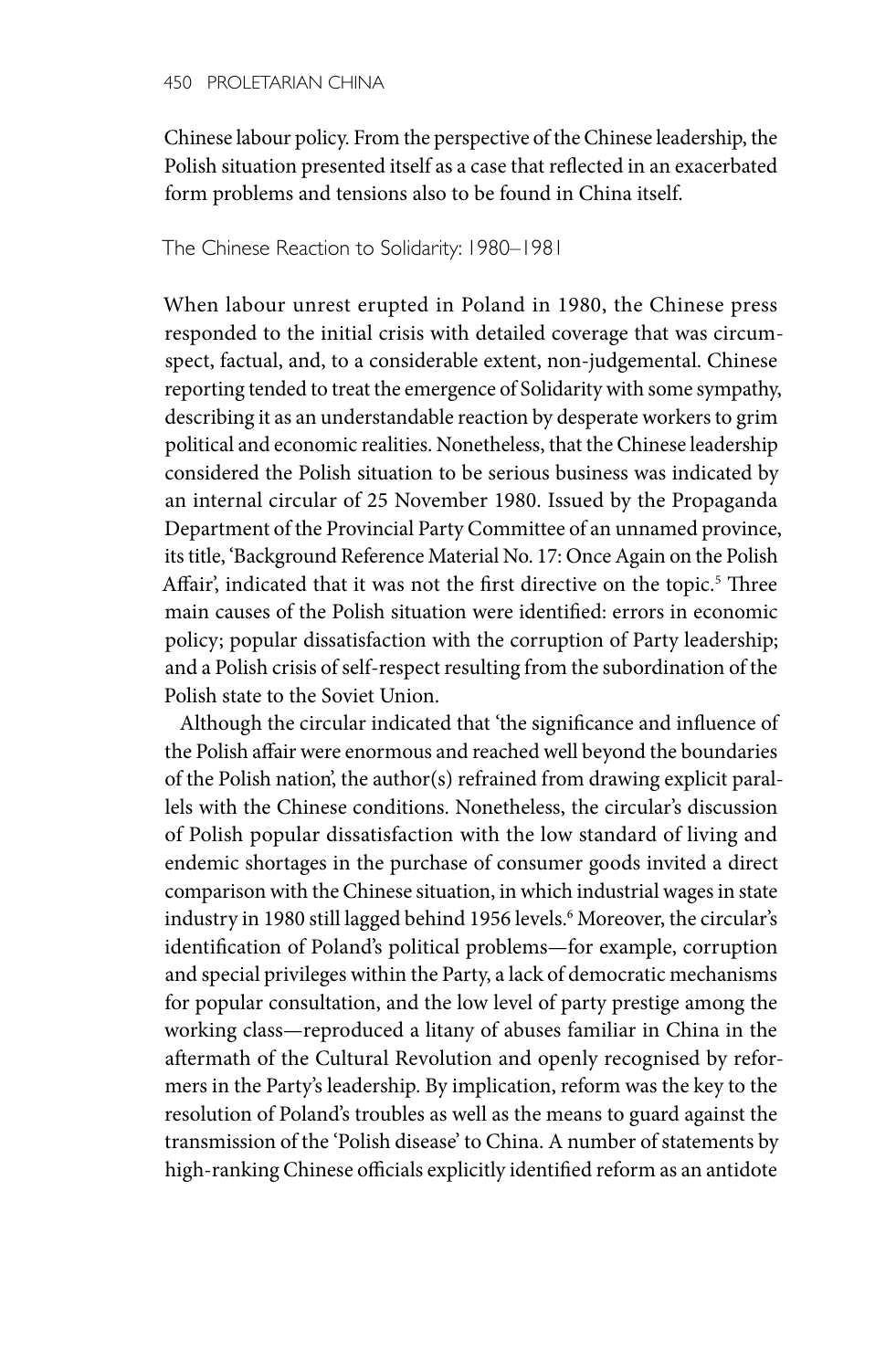Chinese labour policy. From the perspective of the Chinese leadership, the Polish situation presented itself as a case that reflected in an exacerbated form problems and tensions also to be found in China itself.

## The Chinese Reaction to Solidarity: 1980–1981

When labour unrest erupted in Poland in 1980, the Chinese press responded to the initial crisis with detailed coverage that was circumspect, factual, and, to a considerable extent, non-judgemental. Chinese reporting tended to treat the emergence of Solidarity with some sympathy, describing it as an understandable reaction by desperate workers to grim political and economic realities. Nonetheless, that the Chinese leadership considered the Polish situation to be serious business was indicated by an internal circular of 25 November 1980. Issued by the Propaganda Department of the Provincial Party Committee of an unnamed province, its title, 'Background Reference Material No. 17: Once Again on the Polish Affair', indicated that it was not the first directive on the topic.[5] Three main causes of the Polish situation were identified: errors in economic policy; popular dissatisfaction with the corruption of Party leadership; and a Polish crisis of self-respect resulting from the subordination of the Polish state to the Soviet Union.

Although the circular indicated that 'the significance and influence of the Polish affair were enormous and reached well beyond the boundaries of the Polish nation', the author(s) refrained from drawing explicit parallels with the Chinese conditions. Nonetheless, the circular's discussion of Polish popular dissatisfaction with the low standard of living and endemic shortages in the purchase of consumer goods invited a direct comparison with the Chinese situation, in which industrial wages in state industry in 1980 still lagged behind 1956 levels.[6] Moreover, the circular's identification of Poland's political problems—for example, corruption and special privileges within the Party, a lack of democratic mechanisms for popular consultation, and the low level of party prestige among the working class—reproduced a litany of abuses familiar in China in the aftermath of the Cultural Revolution and openly recognised by reformers in the Party's leadership. By implication, reform was the key to the resolution of Poland's troubles as well as the means to guard against the transmission of the 'Polish disease' to China. A number of statements by high-ranking Chinese officials explicitly identified reform as an antidote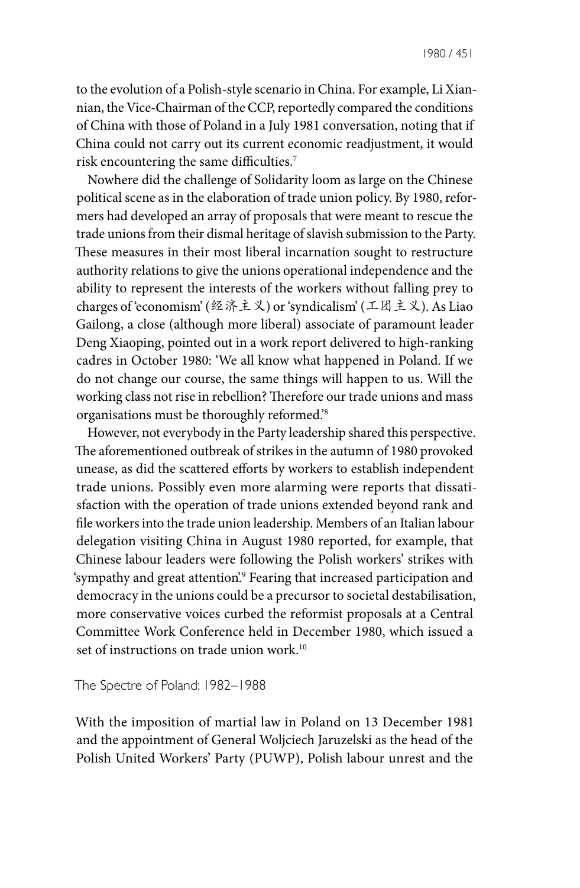to the evolution of a Polish-style scenario in China. For example, Li Xiannian, the Vice-Chairman of the CCP, reportedly compared the conditions of China with those of Poland in a July 1981 conversation, noting that if China could not carry out its current economic readjustment, it would risk encountering the same difficulties.[7]

Nowhere did the challenge of Solidarity loom as large on the Chinese political scene as in the elaboration of trade union policy. By 1980, reformers had developed an array of proposals that were meant to rescue the trade unions from their dismal heritage of slavish submission to the Party. These measures in their most liberal incarnation sought to restructure authority relations to give the unions operational independence and the ability to represent the interests of the workers without falling prey to charges of 'economism' (经济主义) or 'syndicalism' (工团主义). As Liao Gailong, a close (although more liberal) associate of paramount leader Deng Xiaoping, pointed out in a work report delivered to high-ranking cadres in October 1980: 'We all know what happened in Poland. If we do not change our course, the same things will happen to us. Will the working class not rise in rebellion? Therefore our trade unions and mass organisations must be thoroughly reformed.'[8]

However, not everybody in the Party leadership shared this perspective. The aforementioned outbreak of strikes in the autumn of 1980 provoked unease, as did the scattered efforts by workers to establish independent trade unions. Possibly even more alarming were reports that dissatisfaction with the operation of trade unions extended beyond rank and file workers into the trade union leadership. Members of an Italian labour delegation visiting China in August 1980 reported, for example, that Chinese labour leaders were following the Polish workers' strikes with 'sympathy and great attention'.[9] Fearing that increased participation and democracy in the unions could be a precursor to societal destabilisation, more conservative voices curbed the reformist proposals at a Central Committee Work Conference held in December 1980, which issued a set of instructions on trade union work.[10]

## The Spectre of Poland: 1982–1988

With the imposition of martial law in Poland on 13 December 1981 and the appointment of General Woljciech Jaruzelski as the head of the Polish United Workers' Party (PUWP), Polish labour unrest and the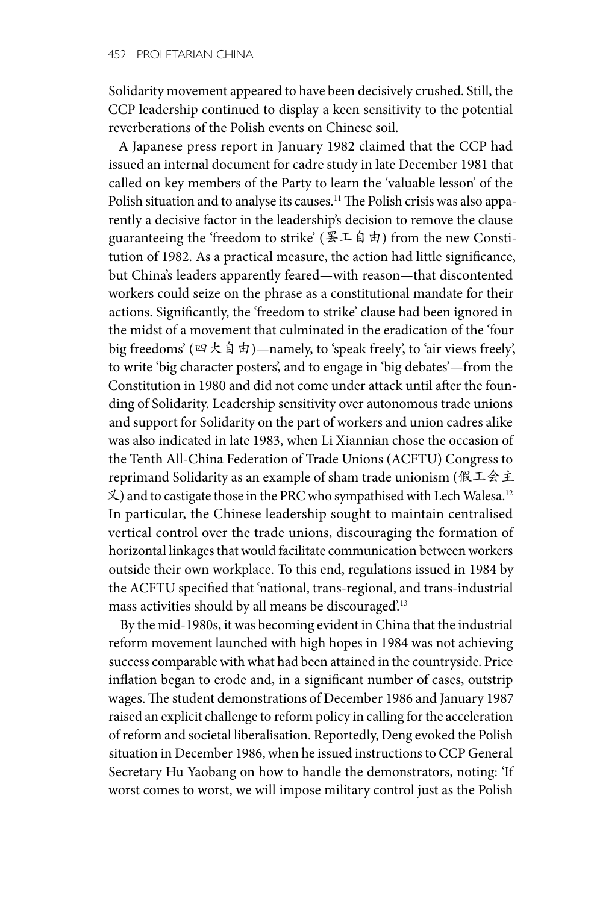Solidarity movement appeared to have been decisively crushed. Still, the CCP leadership continued to display a keen sensitivity to the potential reverberations of the Polish events on Chinese soil.

A Japanese press report in January 1982 claimed that the CCP had issued an internal document for cadre study in late December 1981 that called on key members of the Party to learn the 'valuable lesson' of the Polish situation and to analyse its causes.[11] The Polish crisis was also apparently a decisive factor in the leadership's decision to remove the clause guaranteeing the 'freedom to strike' (罢工自由) from the new Constitution of 1982. As a practical measure, the action had little significance, but China's leaders apparently feared—with reason—that discontented workers could seize on the phrase as a constitutional mandate for their actions. Significantly, the 'freedom to strike' clause had been ignored in the midst of a movement that culminated in the eradication of the 'four big freedoms' (四大自由)—namely, to 'speak freely', to 'air views freely', to write 'big character posters', and to engage in 'big debates'—from the Constitution in 1980 and did not come under attack until after the founding of Solidarity. Leadership sensitivity over autonomous trade unions and support for Solidarity on the part of workers and union cadres alike was also indicated in late 1983, when Li Xiannian chose the occasion of the Tenth All-China Federation of Trade Unions (ACFTU) Congress to reprimand Solidarity as an example of sham trade unionism (假工会主义) and to castigate those in the PRC who sympathised with Lech Walesa.[12] In particular, the Chinese leadership sought to maintain centralised vertical control over the trade unions, discouraging the formation of horizontal linkages that would facilitate communication between workers outside their own workplace. To this end, regulations issued in 1984 by the ACFTU specified that 'national, trans-regional, and trans-industrial mass activities should by all means be discouraged'.[13]

By the mid-1980s, it was becoming evident in China that the industrial reform movement launched with high hopes in 1984 was not achieving success comparable with what had been attained in the countryside. Price inflation began to erode and, in a significant number of cases, outstrip wages. The student demonstrations of December 1986 and January 1987 raised an explicit challenge to reform policy in calling for the acceleration of reform and societal liberalisation. Reportedly, Deng evoked the Polish situation in December 1986, when he issued instructions to CCP General Secretary Hu Yaobang on how to handle the demonstrators, noting: 'If worst comes to worst, we will impose military control just as the Polish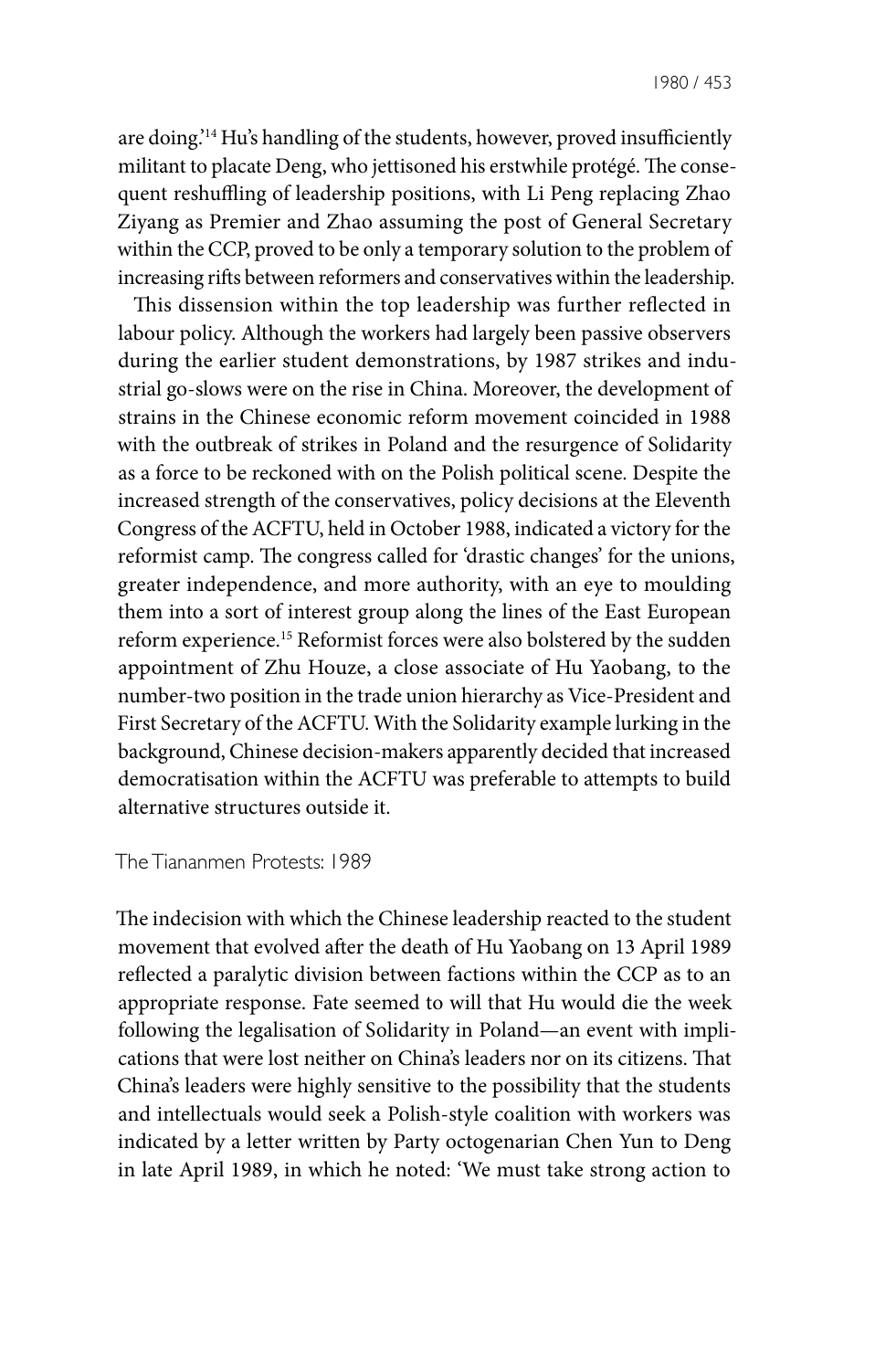are doing.'[14] Hu's handling of the students, however, proved insufficiently militant to placate Deng, who jettisoned his erstwhile protégé. The consequent reshuffling of leadership positions, with Li Peng replacing Zhao Ziyang as Premier and Zhao assuming the post of General Secretary within the CCP, proved to be only a temporary solution to the problem of increasing rifts between reformers and conservatives within the leadership.

This dissension within the top leadership was further reflected in labour policy. Although the workers had largely been passive observers during the earlier student demonstrations, by 1987 strikes and industrial go-slows were on the rise in China. Moreover, the development of strains in the Chinese economic reform movement coincided in 1988 with the outbreak of strikes in Poland and the resurgence of Solidarity as a force to be reckoned with on the Polish political scene. Despite the increased strength of the conservatives, policy decisions at the Eleventh Congress of the ACFTU, held in October 1988, indicated a victory for the reformist camp. The congress called for 'drastic changes' for the unions, greater independence, and more authority, with an eye to moulding them into a sort of interest group along the lines of the East European reform experience.[15] Reformist forces were also bolstered by the sudden appointment of Zhu Houze, a close associate of Hu Yaobang, to the number-two position in the trade union hierarchy as Vice-President and First Secretary of the ACFTU. With the Solidarity example lurking in the background, Chinese decision-makers apparently decided that increased democratisation within the ACFTU was preferable to attempts to build alternative structures outside it.

## The Tiananmen Protests: 1989

The indecision with which the Chinese leadership reacted to the student movement that evolved after the death of Hu Yaobang on 13 April 1989 reflected a paralytic division between factions within the CCP as to an appropriate response. Fate seemed to will that Hu would die the week following the legalisation of Solidarity in Poland—an event with implications that were lost neither on China's leaders nor on its citizens. That China's leaders were highly sensitive to the possibility that the students and intellectuals would seek a Polish-style coalition with workers was indicated by a letter written by Party octogenarian Chen Yun to Deng in late April 1989, in which he noted: 'We must take strong action to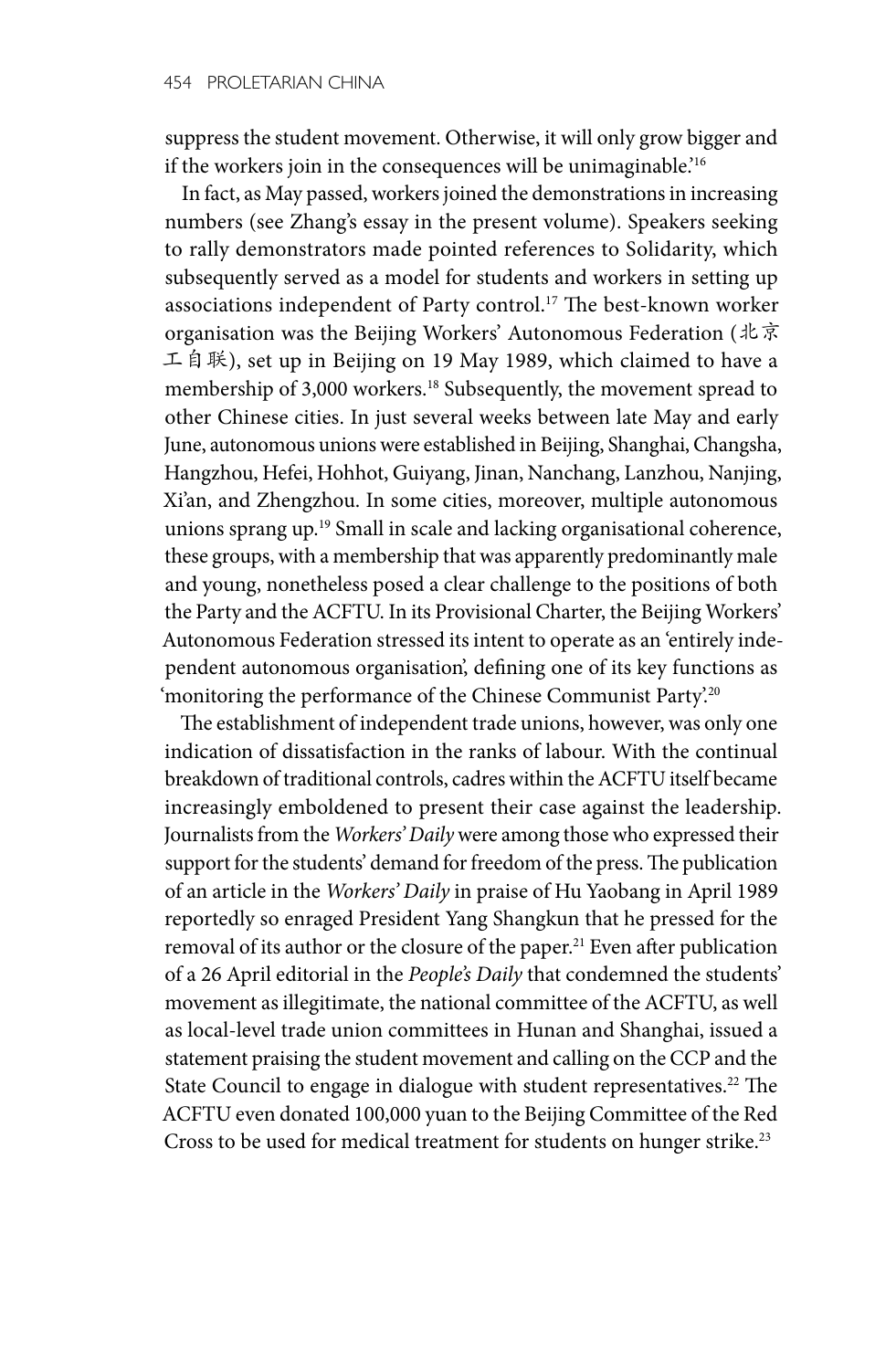suppress the student movement. Otherwise, it will only grow bigger and if the workers join in the consequences will be unimaginable.'[16]

In fact, as May passed, workers joined the demonstrations in increasing numbers (see Zhang's essay in the present volume). Speakers seeking to rally demonstrators made pointed references to Solidarity, which subsequently served as a model for students and workers in setting up associations independent of Party control.[17] The best-known worker organisation was the Beijing Workers' Autonomous Federation (北京工自联), set up in Beijing on 19 May 1989, which claimed to have a membership of 3,000 workers.[18] Subsequently, the movement spread to other Chinese cities. In just several weeks between late May and early June, autonomous unions were established in Beijing, Shanghai, Changsha, Hangzhou, Hefei, Hohhot, Guiyang, Jinan, Nanchang, Lanzhou, Nanjing, Xi'an, and Zhengzhou. In some cities, moreover, multiple autonomous unions sprang up.[19] Small in scale and lacking organisational coherence, these groups, with a membership that was apparently predominantly male and young, nonetheless posed a clear challenge to the positions of both the Party and the ACFTU. In its Provisional Charter, the Beijing Workers' Autonomous Federation stressed its intent to operate as an 'entirely independent autonomous organisation', defining one of its key functions as 'monitoring the performance of the Chinese Communist Party'.[20]

The establishment of independent trade unions, however, was only one indication of dissatisfaction in the ranks of labour. With the continual breakdown of traditional controls, cadres within the ACFTU itself became increasingly emboldened to present their case against the leadership. Journalists from the *Workers' Daily* were among those who expressed their support for the students' demand for freedom of the press. The publication of an article in the *Workers' Daily* in praise of Hu Yaobang in April 1989 reportedly so enraged President Yang Shangkun that he pressed for the removal of its author or the closure of the paper.[21] Even after publication of a 26 April editorial in the *People's Daily* that condemned the students' movement as illegitimate, the national committee of the ACFTU, as well as local-level trade union committees in Hunan and Shanghai, issued a statement praising the student movement and calling on the CCP and the State Council to engage in dialogue with student representatives.[22] The ACFTU even donated 100,000 yuan to the Beijing Committee of the Red Cross to be used for medical treatment for students on hunger strike.[23]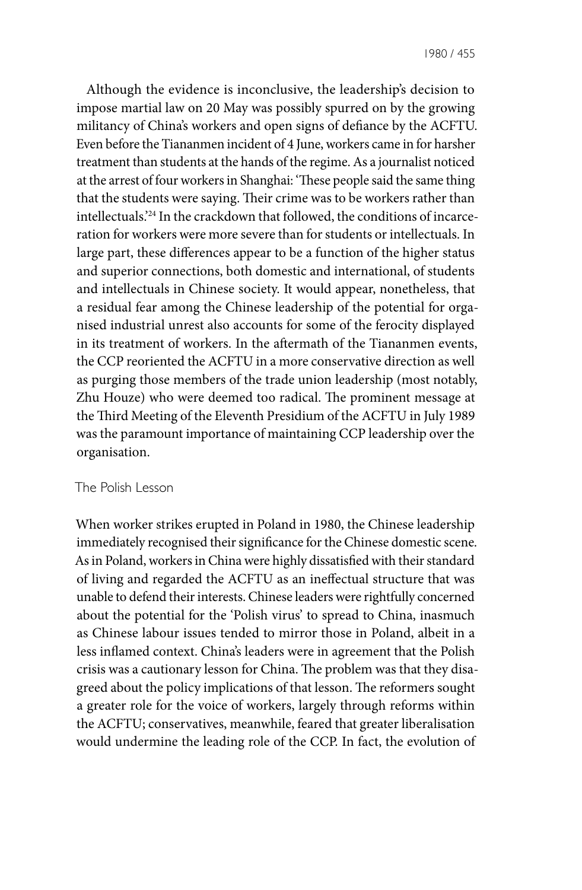Although the evidence is inconclusive, the leadership's decision to impose martial law on 20 May was possibly spurred on by the growing militancy of China's workers and open signs of defiance by the ACFTU. Even before the Tiananmen incident of 4 June, workers came in for harsher treatment than students at the hands of the regime. As a journalist noticed at the arrest of four workers in Shanghai: 'These people said the same thing that the students were saying. Their crime was to be workers rather than intellectuals.'[24] In the crackdown that followed, the conditions of incarceration for workers were more severe than for students or intellectuals. In large part, these differences appear to be a function of the higher status and superior connections, both domestic and international, of students and intellectuals in Chinese society. It would appear, nonetheless, that a residual fear among the Chinese leadership of the potential for organised industrial unrest also accounts for some of the ferocity displayed in its treatment of workers. In the aftermath of the Tiananmen events, the CCP reoriented the ACFTU in a more conservative direction as well as purging those members of the trade union leadership (most notably, Zhu Houze) who were deemed too radical. The prominent message at the Third Meeting of the Eleventh Presidium of the ACFTU in July 1989 was the paramount importance of maintaining CCP leadership over the organisation.

## The Polish Lesson

When worker strikes erupted in Poland in 1980, the Chinese leadership immediately recognised their significance for the Chinese domestic scene. As in Poland, workers in China were highly dissatisfied with their standard of living and regarded the ACFTU as an ineffectual structure that was unable to defend their interests. Chinese leaders were rightfully concerned about the potential for the 'Polish virus' to spread to China, inasmuch as Chinese labour issues tended to mirror those in Poland, albeit in a less inflamed context. China's leaders were in agreement that the Polish crisis was a cautionary lesson for China. The problem was that they disagreed about the policy implications of that lesson. The reformers sought a greater role for the voice of workers, largely through reforms within the ACFTU; conservatives, meanwhile, feared that greater liberalisation would undermine the leading role of the CCP. In fact, the evolution of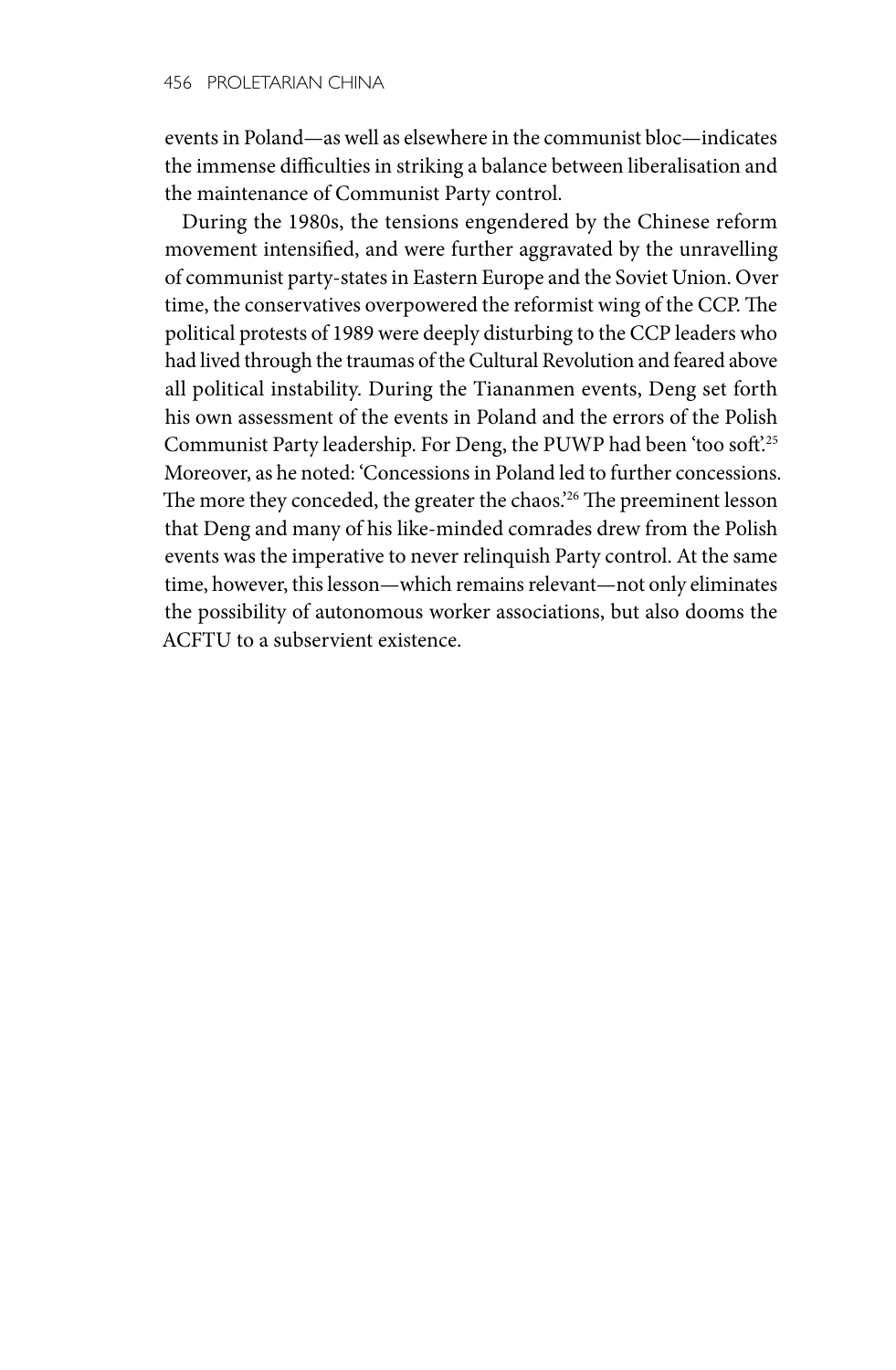events in Poland—as well as elsewhere in the communist bloc—indicates the immense difficulties in striking a balance between liberalisation and the maintenance of Communist Party control.

During the 1980s, the tensions engendered by the Chinese reform movement intensified, and were further aggravated by the unravelling of communist party-states in Eastern Europe and the Soviet Union. Over time, the conservatives overpowered the reformist wing of the CCP. The political protests of 1989 were deeply disturbing to the CCP leaders who had lived through the traumas of the Cultural Revolution and feared above all political instability. During the Tiananmen events, Deng set forth his own assessment of the events in Poland and the errors of the Polish Communist Party leadership. For Deng, the PUWP had been 'too soft'.[25] Moreover, as he noted: 'Concessions in Poland led to further concessions. The more they conceded, the greater the chaos.'[26] The preeminent lesson that Deng and many of his like-minded comrades drew from the Polish events was the imperative to never relinquish Party control. At the same time, however, this lesson—which remains relevant—not only eliminates the possibility of autonomous worker associations, but also dooms the ACFTU to a subservient existence.